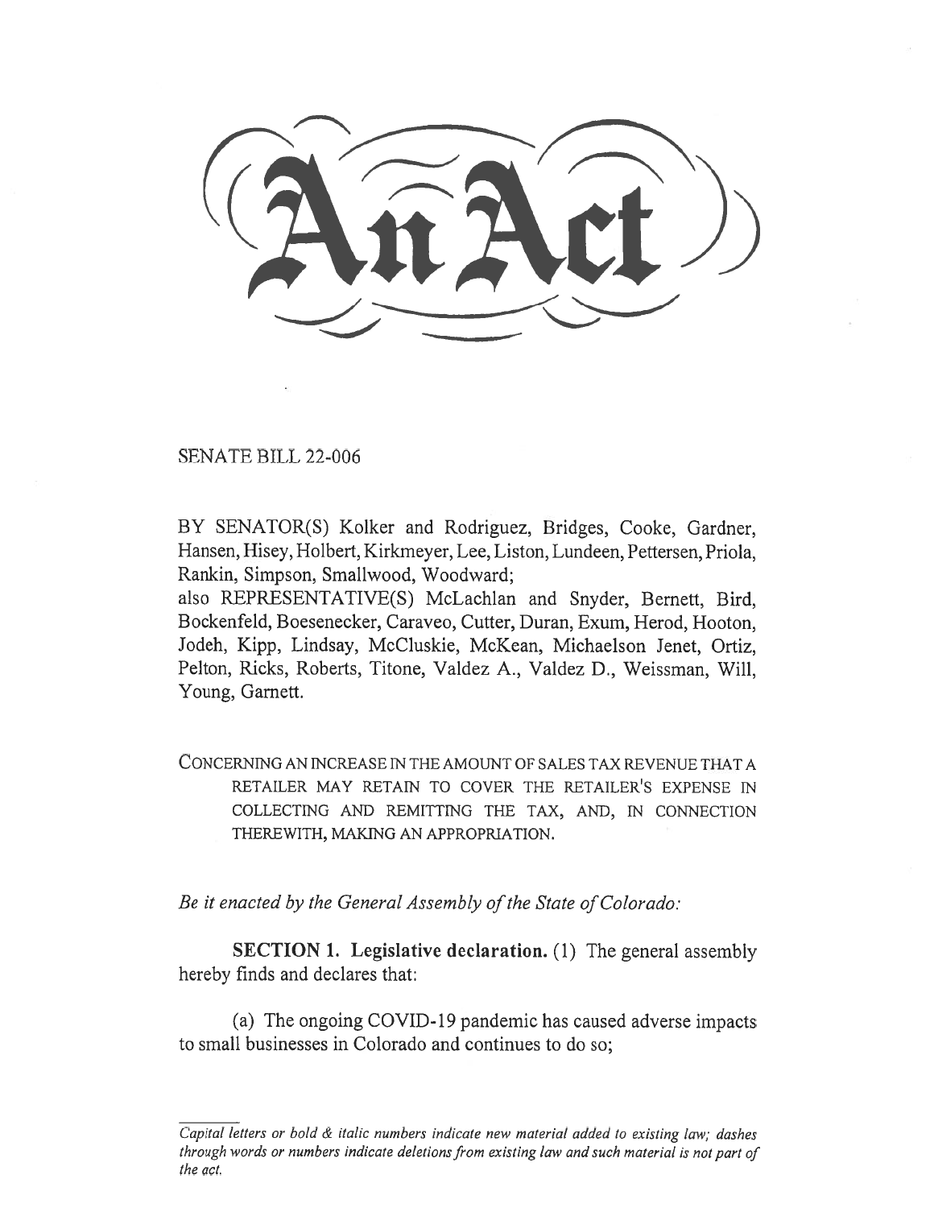# An Act

SENATE BILL 22-006

BY SENATOR(S) Kolker and Rodriguez, Bridges, Cooke, Gardner, Hansen, Hisey, Holbert, Kirkmeyer, Lee, Liston, Lundeen, Pettersen, Priola, Rankin, Simpson, Smallwood, Woodward;
also REPRESENTATIVE(S) McLachlan and Snyder, Bernett, Bird, Bockenfeld, Boesenecker, Caraveo, Cutter, Duran, Exum, Herod, Hooton, Jodeh, Kipp, Lindsay, McCluskie, McKean, Michaelson Jenet, Ortiz, Pelton, Ricks, Roberts, Titone, Valdez A., Valdez D., Weissman, Will, Young, Garnett.

CONCERNING AN INCREASE IN THE AMOUNT OF SALES TAX REVENUE THAT A RETAILER MAY RETAIN TO COVER THE RETAILER'S EXPENSE IN COLLECTING AND REMITTING THE TAX, AND, IN CONNECTION THEREWITH, MAKING AN APPROPRIATION.

*Be it enacted by the General Assembly of the State of Colorado:*

**SECTION 1. Legislative declaration.** (1) The general assembly hereby finds and declares that:

(a) The ongoing COVID-19 pandemic has caused adverse impacts to small businesses in Colorado and continues to do so;

*Capital letters or bold & italic numbers indicate new material added to existing law; dashes through words or numbers indicate deletions from existing law and such material is not part of the act.*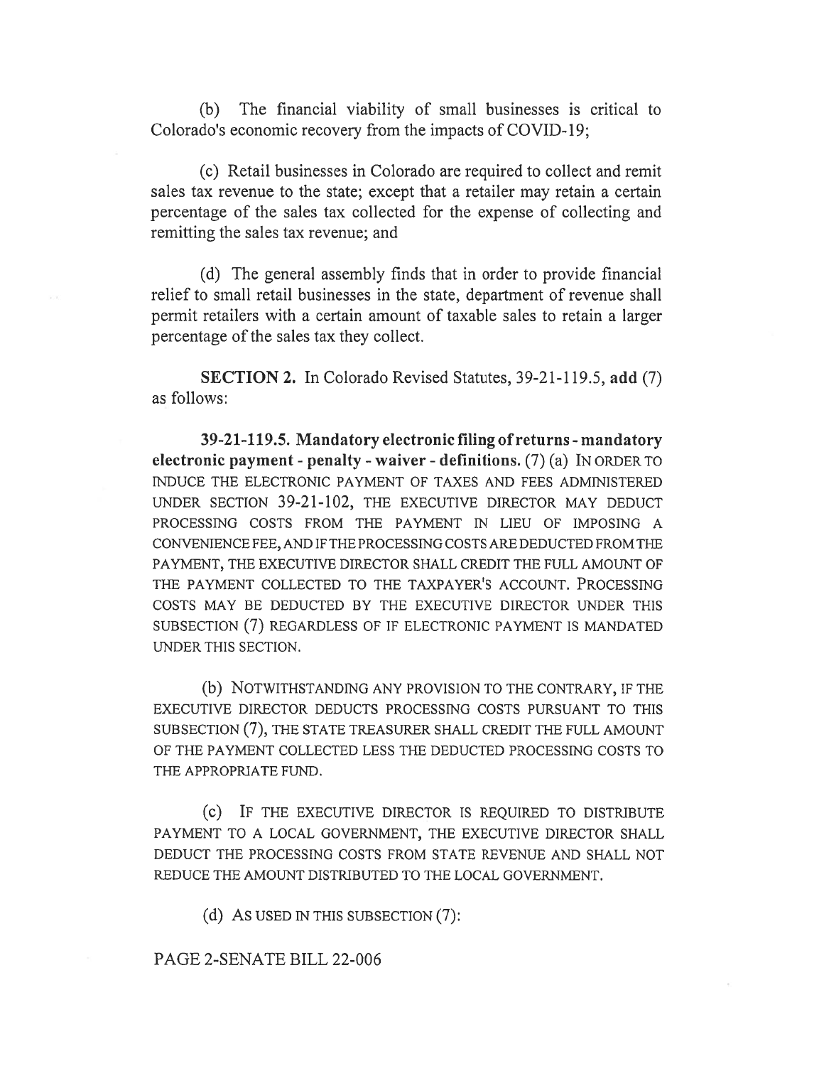(b) The financial viability of small businesses is critical to Colorado's economic recovery from the impacts of COVID-19;

(c) Retail businesses in Colorado are required to collect and remit sales tax revenue to the state; except that a retailer may retain a certain percentage of the sales tax collected for the expense of collecting and remitting the sales tax revenue; and

(d) The general assembly finds that in order to provide financial relief to small retail businesses in the state, department of revenue shall permit retailers with a certain amount of taxable sales to retain a larger percentage of the sales tax they collect.

**SECTION 2.** In Colorado Revised Statutes, 39-21-119.5, **add** (7) as follows:

**39-21-119.5. Mandatory electronic filing of returns - mandatory electronic payment - penalty - waiver - definitions.** (7) (a) IN ORDER TO INDUCE THE ELECTRONIC PAYMENT OF TAXES AND FEES ADMINISTERED UNDER SECTION 39-21-102, THE EXECUTIVE DIRECTOR MAY DEDUCT PROCESSING COSTS FROM THE PAYMENT IN LIEU OF IMPOSING A CONVENIENCE FEE, AND IF THE PROCESSING COSTS ARE DEDUCTED FROM THE PAYMENT, THE EXECUTIVE DIRECTOR SHALL CREDIT THE FULL AMOUNT OF THE PAYMENT COLLECTED TO THE TAXPAYER'S ACCOUNT. PROCESSING COSTS MAY BE DEDUCTED BY THE EXECUTIVE DIRECTOR UNDER THIS SUBSECTION (7) REGARDLESS OF IF ELECTRONIC PAYMENT IS MANDATED UNDER THIS SECTION.

(b) NOTWITHSTANDING ANY PROVISION TO THE CONTRARY, IF THE EXECUTIVE DIRECTOR DEDUCTS PROCESSING COSTS PURSUANT TO THIS SUBSECTION (7), THE STATE TREASURER SHALL CREDIT THE FULL AMOUNT OF THE PAYMENT COLLECTED LESS THE DEDUCTED PROCESSING COSTS TO THE APPROPRIATE FUND.

(c) IF THE EXECUTIVE DIRECTOR IS REQUIRED TO DISTRIBUTE PAYMENT TO A LOCAL GOVERNMENT, THE EXECUTIVE DIRECTOR SHALL DEDUCT THE PROCESSING COSTS FROM STATE REVENUE AND SHALL NOT REDUCE THE AMOUNT DISTRIBUTED TO THE LOCAL GOVERNMENT.

(d) AS USED IN THIS SUBSECTION (7):

PAGE 2-SENATE BILL 22-006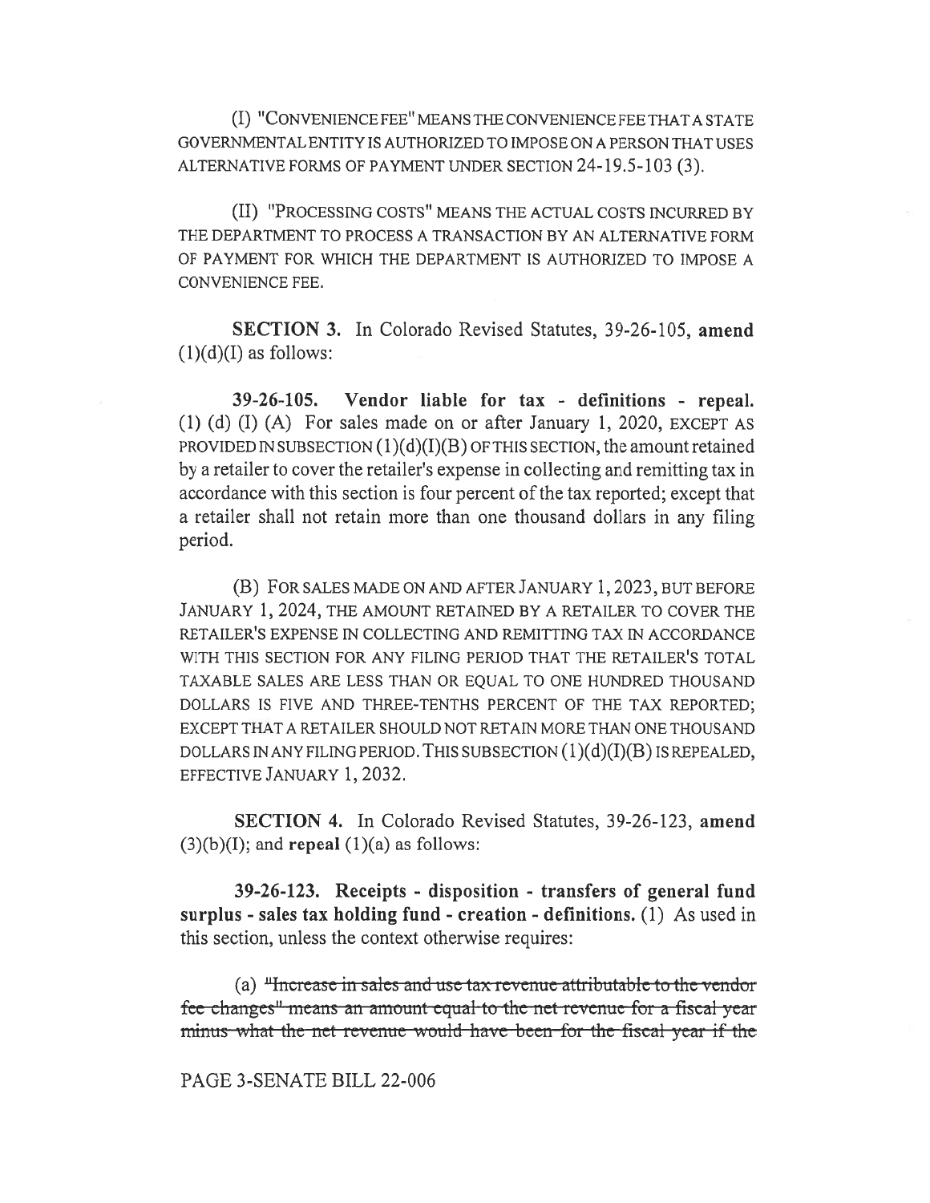(I) "CONVENIENCE FEE" MEANS THE CONVENIENCE FEE THAT A STATE GOVERNMENTAL ENTITY IS AUTHORIZED TO IMPOSE ON A PERSON THAT USES ALTERNATIVE FORMS OF PAYMENT UNDER SECTION 24-19.5-103 (3).

(II) "PROCESSING COSTS" MEANS THE ACTUAL COSTS INCURRED BY THE DEPARTMENT TO PROCESS A TRANSACTION BY AN ALTERNATIVE FORM OF PAYMENT FOR WHICH THE DEPARTMENT IS AUTHORIZED TO IMPOSE A CONVENIENCE FEE.

**SECTION 3.** In Colorado Revised Statutes, 39-26-105, **amend** (1)(d)(I) as follows:

**39-26-105. Vendor liable for tax - definitions - repeal.** (1) (d) (I) (A) For sales made on or after January 1, 2020, EXCEPT AS PROVIDED IN SUBSECTION (1)(d)(I)(B) OF THIS SECTION, the amount retained by a retailer to cover the retailer's expense in collecting and remitting tax in accordance with this section is four percent of the tax reported; except that a retailer shall not retain more than one thousand dollars in any filing period.

(B) FOR SALES MADE ON AND AFTER JANUARY 1, 2023, BUT BEFORE JANUARY 1, 2024, THE AMOUNT RETAINED BY A RETAILER TO COVER THE RETAILER'S EXPENSE IN COLLECTING AND REMITTING TAX IN ACCORDANCE WITH THIS SECTION FOR ANY FILING PERIOD THAT THE RETAILER'S TOTAL TAXABLE SALES ARE LESS THAN OR EQUAL TO ONE HUNDRED THOUSAND DOLLARS IS FIVE AND THREE-TENTHS PERCENT OF THE TAX REPORTED; EXCEPT THAT A RETAILER SHOULD NOT RETAIN MORE THAN ONE THOUSAND DOLLARS IN ANY FILING PERIOD. THIS SUBSECTION (1)(d)(I)(B) IS REPEALED, EFFECTIVE JANUARY 1, 2032.

**SECTION 4.** In Colorado Revised Statutes, 39-26-123, **amend** (3)(b)(I); and **repeal** (1)(a) as follows:

**39-26-123. Receipts - disposition - transfers of general fund surplus - sales tax holding fund - creation - definitions.** (1) As used in this section, unless the context otherwise requires:

(a) ~~"Increase in sales and use tax revenue attributable to the vendor fee changes" means an amount equal to the net revenue for a fiscal year minus what the net revenue would have been for the fiscal year if the~~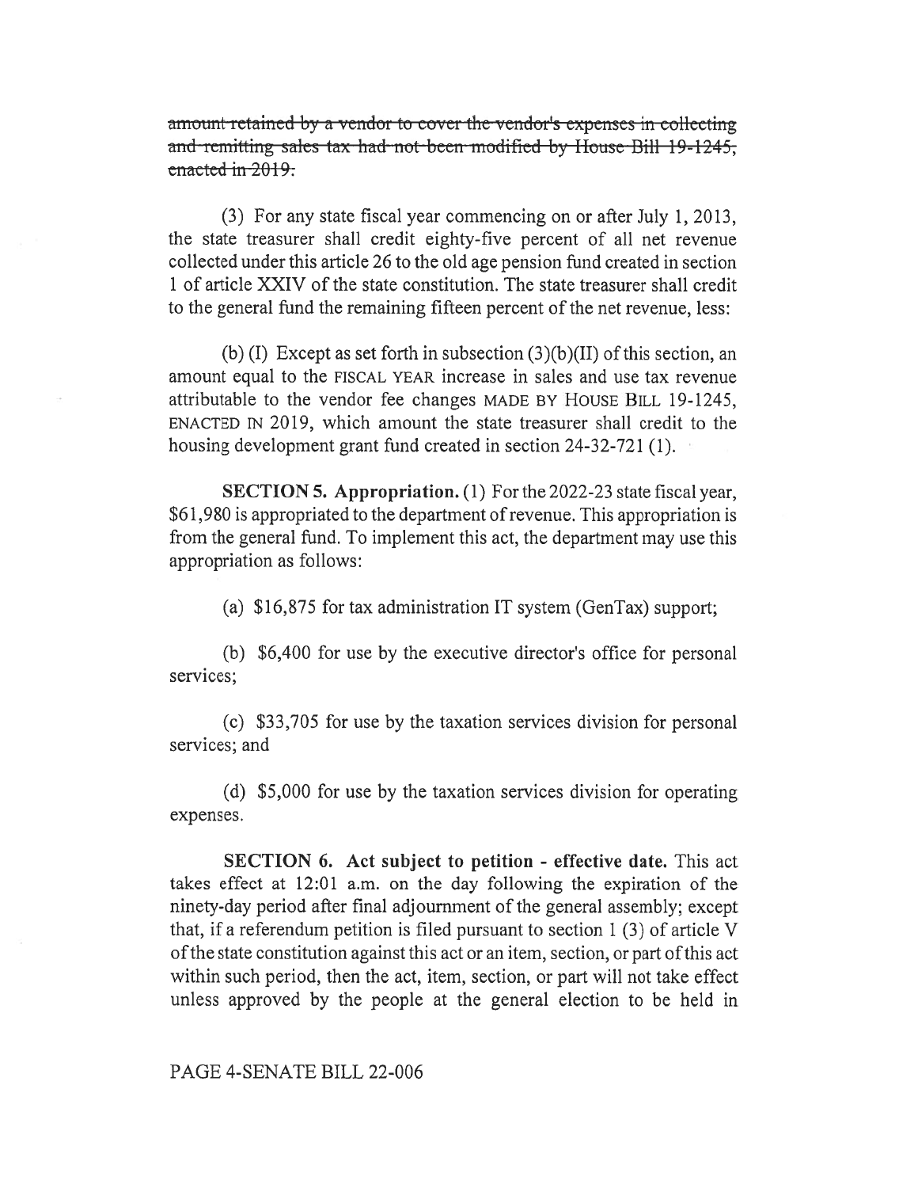~~amount retained by a vendor to cover the vendor's expenses in collecting and remitting sales tax had not been modified by House Bill 19-1245, enacted in 2019.~~

(3) For any state fiscal year commencing on or after July 1, 2013, the state treasurer shall credit eighty-five percent of all net revenue collected under this article 26 to the old age pension fund created in section 1 of article XXIV of the state constitution. The state treasurer shall credit to the general fund the remaining fifteen percent of the net revenue, less:

(b) (I) Except as set forth in subsection (3)(b)(II) of this section, an amount equal to the FISCAL YEAR increase in sales and use tax revenue attributable to the vendor fee changes MADE BY HOUSE BILL 19-1245, ENACTED IN 2019, which amount the state treasurer shall credit to the housing development grant fund created in section 24-32-721 (1).

**SECTION 5. Appropriation.** (1) For the 2022-23 state fiscal year, $61,980 is appropriated to the department of revenue. This appropriation is from the general fund. To implement this act, the department may use this appropriation as follows:

(a) $16,875 for tax administration IT system (GenTax) support;

(b) $6,400 for use by the executive director's office for personal services;

(c) $33,705 for use by the taxation services division for personal services; and

(d) $5,000 for use by the taxation services division for operating expenses.

**SECTION 6. Act subject to petition - effective date.** This act takes effect at 12:01 a.m. on the day following the expiration of the ninety-day period after final adjournment of the general assembly; except that, if a referendum petition is filed pursuant to section 1 (3) of article V of the state constitution against this act or an item, section, or part of this act within such period, then the act, item, section, or part will not take effect unless approved by the people at the general election to be held in

PAGE 4-SENATE BILL 22-006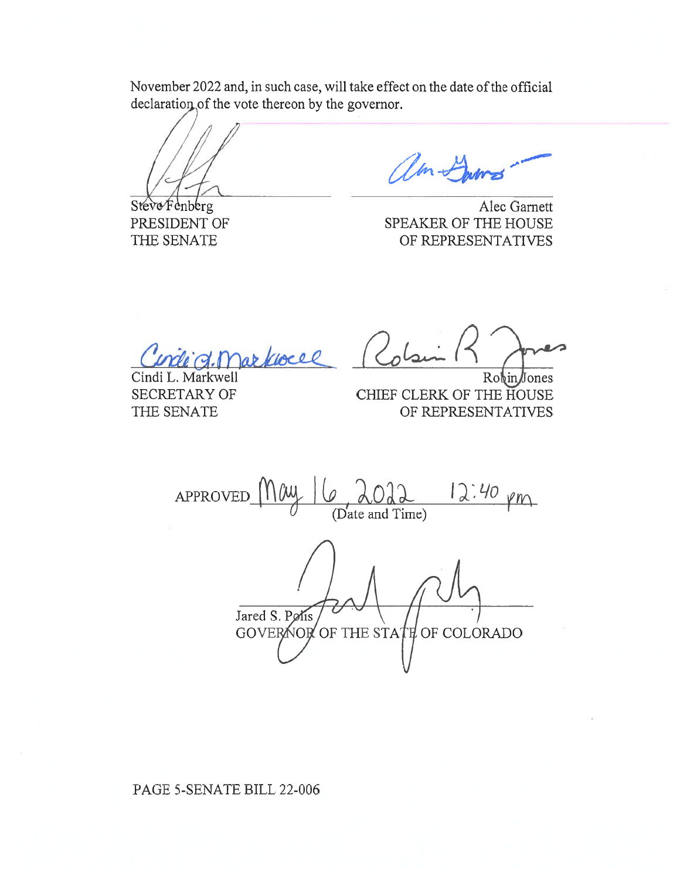November 2022 and, in such case, will take effect on the date of the official declaration of the vote thereon by the governor.

Steve Fenberg
PRESIDENT OF
THE SENATE

Alec Garnett
SPEAKER OF THE HOUSE
OF REPRESENTATIVES

Cindi L. Markwell
SECRETARY OF
THE SENATE

Robin Jones
CHIEF CLERK OF THE HOUSE
OF REPRESENTATIVES

APPROVED May 16, 2022 12:40 pm
(Date and Time)

Jared S. Polis
GOVERNOR OF THE STATE OF COLORADO

PAGE 5-SENATE BILL 22-006